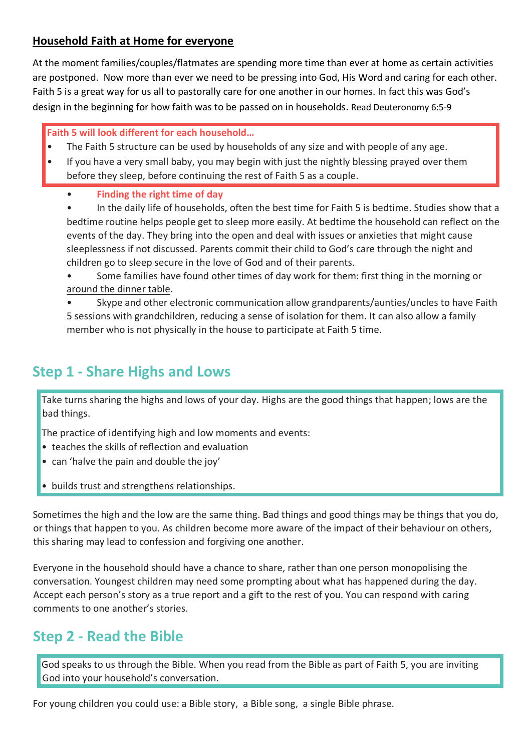**<u>Household Faith at Home for everyone</u>**

At the moment families/couples/flatmates are spending more time than ever at home as certain activities are postponed. Now more than ever we need to be pressing into God, His Word and caring for each other. Faith 5 is a great way for us all to pastorally care for one another in our homes. In fact this was God's design in the beginning for how faith was to be passed on in households. Read Deuteronomy 6:5-9

**Faith 5 will look different for each household…**

- The Faith 5 structure can be used by households of any size and with people of any age.
- If you have a very small baby, you may begin with just the nightly blessing prayed over them before they sleep, before continuing the rest of Faith 5 as a couple.

- **Finding the right time of day**
- In the daily life of households, often the best time for Faith 5 is bedtime. Studies show that a bedtime routine helps people get to sleep more easily. At bedtime the household can reflect on the events of the day. They bring into the open and deal with issues or anxieties that might cause sleeplessness if not discussed. Parents commit their child to God's care through the night and children go to sleep secure in the love of God and of their parents.
- Some families have found other times of day work for them: first thing in the morning or around the dinner table.
- Skype and other electronic communication allow grandparents/aunties/uncles to have Faith 5 sessions with grandchildren, reducing a sense of isolation for them. It can also allow a family member who is not physically in the house to participate at Faith 5 time.

## Step 1 - Share Highs and Lows

Take turns sharing the highs and lows of your day. Highs are the good things that happen; lows are the bad things.

The practice of identifying high and low moments and events:

- teaches the skills of reflection and evaluation
- can 'halve the pain and double the joy'
- builds trust and strengthens relationships.

Sometimes the high and the low are the same thing. Bad things and good things may be things that you do, or things that happen to you. As children become more aware of the impact of their behaviour on others, this sharing may lead to confession and forgiving one another.

Everyone in the household should have a chance to share, rather than one person monopolising the conversation. Youngest children may need some prompting about what has happened during the day. Accept each person's story as a true report and a gift to the rest of you. You can respond with caring comments to one another's stories.

## Step 2 - Read the Bible

God speaks to us through the Bible. When you read from the Bible as part of Faith 5, you are inviting God into your household's conversation.

For young children you could use: a Bible story, a Bible song, a single Bible phrase.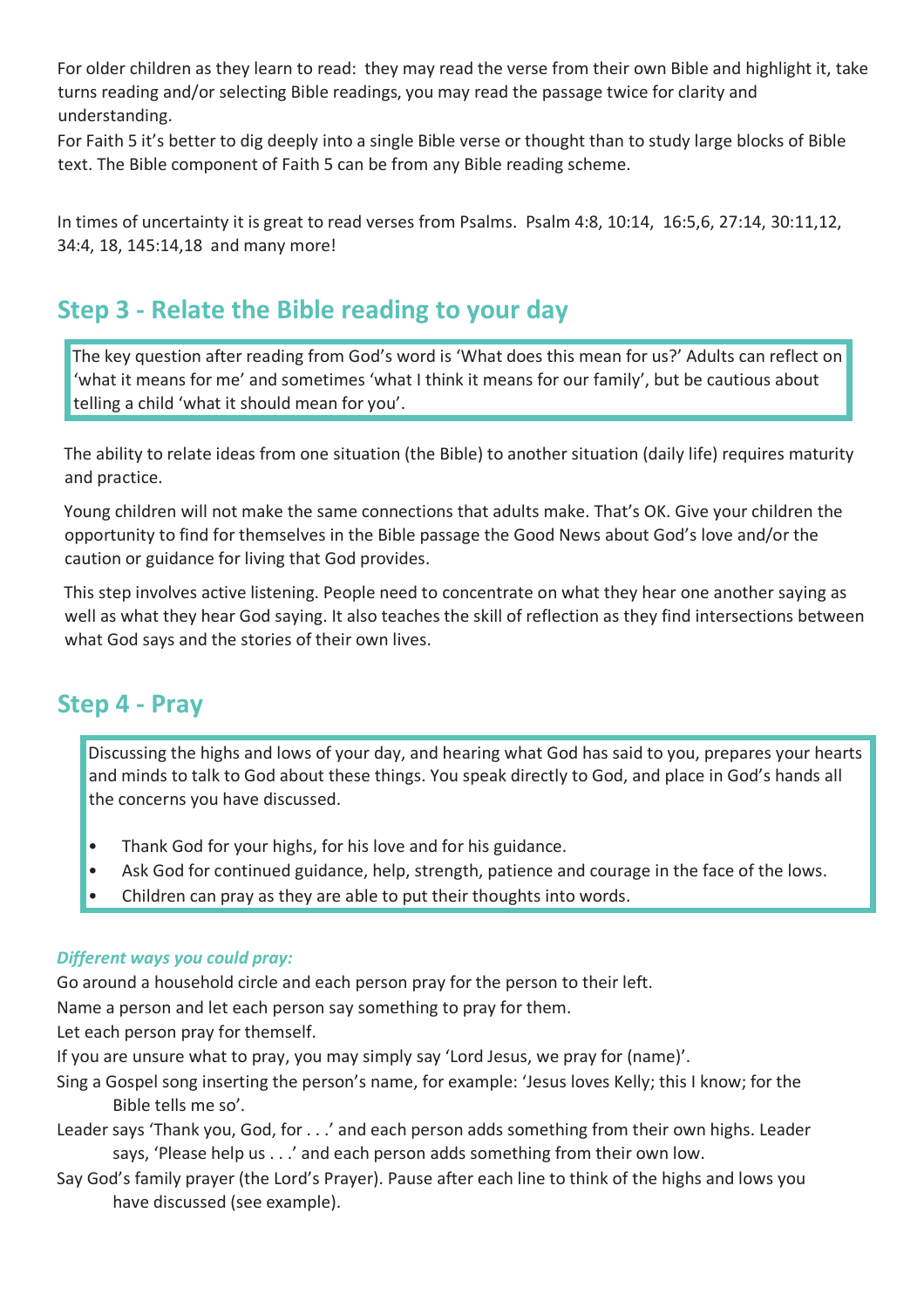For older children as they learn to read: they may read the verse from their own Bible and highlight it, take turns reading and/or selecting Bible readings, you may read the passage twice for clarity and understanding.

For Faith 5 it's better to dig deeply into a single Bible verse or thought than to study large blocks of Bible text. The Bible component of Faith 5 can be from any Bible reading scheme.

In times of uncertainty it is great to read verses from Psalms. Psalm 4:8, 10:14, 16:5,6, 27:14, 30:11,12, 34:4, 18, 145:14,18 and many more!

## Step 3 - Relate the Bible reading to your day

The key question after reading from God's word is 'What does this mean for us?' Adults can reflect on 'what it means for me' and sometimes 'what I think it means for our family', but be cautious about telling a child 'what it should mean for you'.

The ability to relate ideas from one situation (the Bible) to another situation (daily life) requires maturity and practice.

Young children will not make the same connections that adults make. That's OK. Give your children the opportunity to find for themselves in the Bible passage the Good News about God's love and/or the caution or guidance for living that God provides.

This step involves active listening. People need to concentrate on what they hear one another saying as well as what they hear God saying. It also teaches the skill of reflection as they find intersections between what God says and the stories of their own lives.

## Step 4 - Pray

Discussing the highs and lows of your day, and hearing what God has said to you, prepares your hearts and minds to talk to God about these things. You speak directly to God, and place in God's hands all the concerns you have discussed.

- Thank God for your highs, for his love and for his guidance.
- Ask God for continued guidance, help, strength, patience and courage in the face of the lows.
- Children can pray as they are able to put their thoughts into words.

***Different ways you could pray:***

Go around a household circle and each person pray for the person to their left.

Name a person and let each person say something to pray for them.

Let each person pray for themself.

If you are unsure what to pray, you may simply say 'Lord Jesus, we pray for (name)'.

Sing a Gospel song inserting the person's name, for example: 'Jesus loves Kelly; this I know; for the Bible tells me so'.

Leader says 'Thank you, God, for . . .' and each person adds something from their own highs. Leader says, 'Please help us . . .' and each person adds something from their own low.

Say God's family prayer (the Lord's Prayer). Pause after each line to think of the highs and lows you have discussed (see example).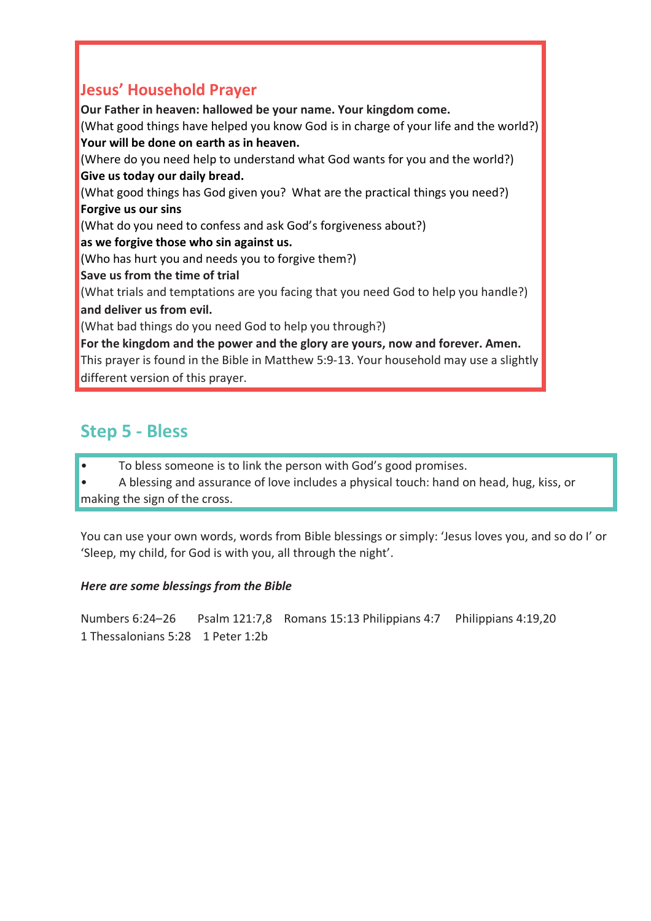## Jesus' Household Prayer

**Our Father in heaven: hallowed be your name. Your kingdom come.**
(What good things have helped you know God is in charge of your life and the world?)
**Your will be done on earth as in heaven.**
(Where do you need help to understand what God wants for you and the world?)
**Give us today our daily bread.**
(What good things has God given you? What are the practical things you need?)
**Forgive us our sins**
(What do you need to confess and ask God's forgiveness about?)
**as we forgive those who sin against us.**
(Who has hurt you and needs you to forgive them?)
**Save us from the time of trial**
(What trials and temptations are you facing that you need God to help you handle?)
**and deliver us from evil.**
(What bad things do you need God to help you through?)
**For the kingdom and the power and the glory are yours, now and forever. Amen.**
This prayer is found in the Bible in Matthew 5:9-13. Your household may use a slightly different version of this prayer.

## Step 5 - Bless

- To bless someone is to link the person with God's good promises.
- A blessing and assurance of love includes a physical touch: hand on head, hug, kiss, or making the sign of the cross.

You can use your own words, words from Bible blessings or simply: 'Jesus loves you, and so do I' or 'Sleep, my child, for God is with you, all through the night'.

***Here are some blessings from the Bible***

Numbers 6:24–26 Psalm 121:7,8 Romans 15:13 Philippians 4:7 Philippians 4:19,20
1 Thessalonians 5:28 1 Peter 1:2b